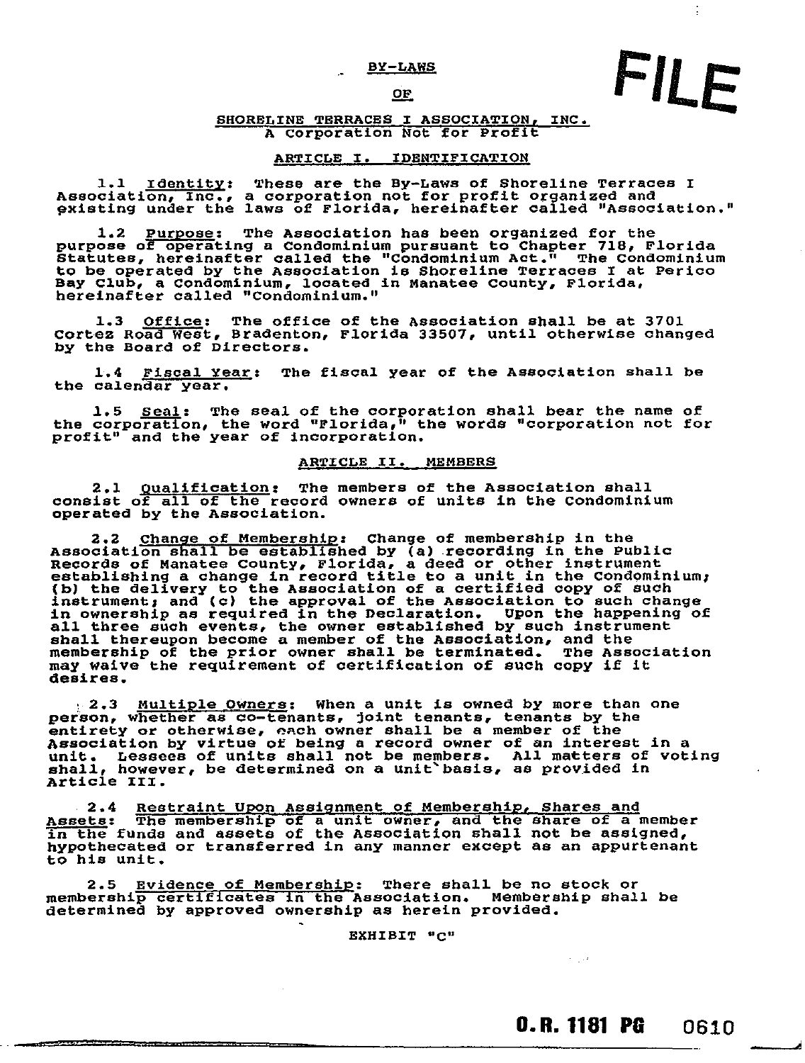# BY-LAWS

# OF

# SHORELINE TERRACES I ASSOCIATION, INC.

A Corporation Not for Profit

FILE

## ARTICLE I. IDENTIFICATION

1.1 Identity: These are the By-Laws of Shoreline Terraces I Association, Inc., a corporation not for profit organized and existing under the laws of Florida, hereinafter called "Association."

1.2 Purpose: The Association has been organized for the purpose of operating a Condominium pursuant to Chapter 718, Florida Statutes, hereinafter called the "Condominium Act." The Condominium to be operated by the Association is Shoreline Terraces I at Perico Bay Club, a Condominium, located in Manatee County, Florida, hereinafter called "Condominium."

1.3 Office: The office of the Association shall be at 3701 Cortez Road West, Bradenton, Florida 33507, until otherwise changed by the Board of Directors.

1.4 Fiscal Year: The fiscal year of the Association shall be the calendar year.

1.5 Seal: The seal of the corporation shall bear the name of the corporation, the word "Florida," the words "corporation not for profit" and the year of incorporation.

## ARTICLE II. MEMBERS

2.1 Qualification: The members of the Association shall consist of all of the record owners of units in the Condominium operated by the Association.

2.2 Change of Membership: Change of membership in the Association shall be established by (a) recording in the Public Records of Manatee County, Florida, a deed or other instrument establishing a change in record title to a unit in the Condominium; (b) the delivery to the Association of a certified copy of such instrument; and (c) the approval of the Association to such change in ownership as required in the Declaration. Upon the happening of all three such events, the owner established by such instrument shall thereupon become a member of the Association, and the membership of the prior owner shall be terminated. The Association may waive the requirement of certification of such copy if it desires.

2.3 Multiple Owners: When a unit is owned by more than one person, whether as co-tenants, joint tenants, tenants by the entirety or otherwise, each owner shall be a member of the Association by virtue of being a record owner of an interest in a unit. Lessees of units shall not be members. All matters of voting shall, however, be determined on a unit basis, as provided in Article III.

2.4 Restraint Upon Assignment of Membership, Shares and Assets: The membership of a unit owner, and the share of a member in the funds and assets of the Association shall not be assigned, hypothecated or transferred in any manner except as an appurtenant to his unit.

2.5 Evidence of Membership: There shall be no stock or membership certificates in the Association. Membership shall be determined by approved ownership as herein provided.

EXHIBIT "C"

O.R. 1181 PG 0610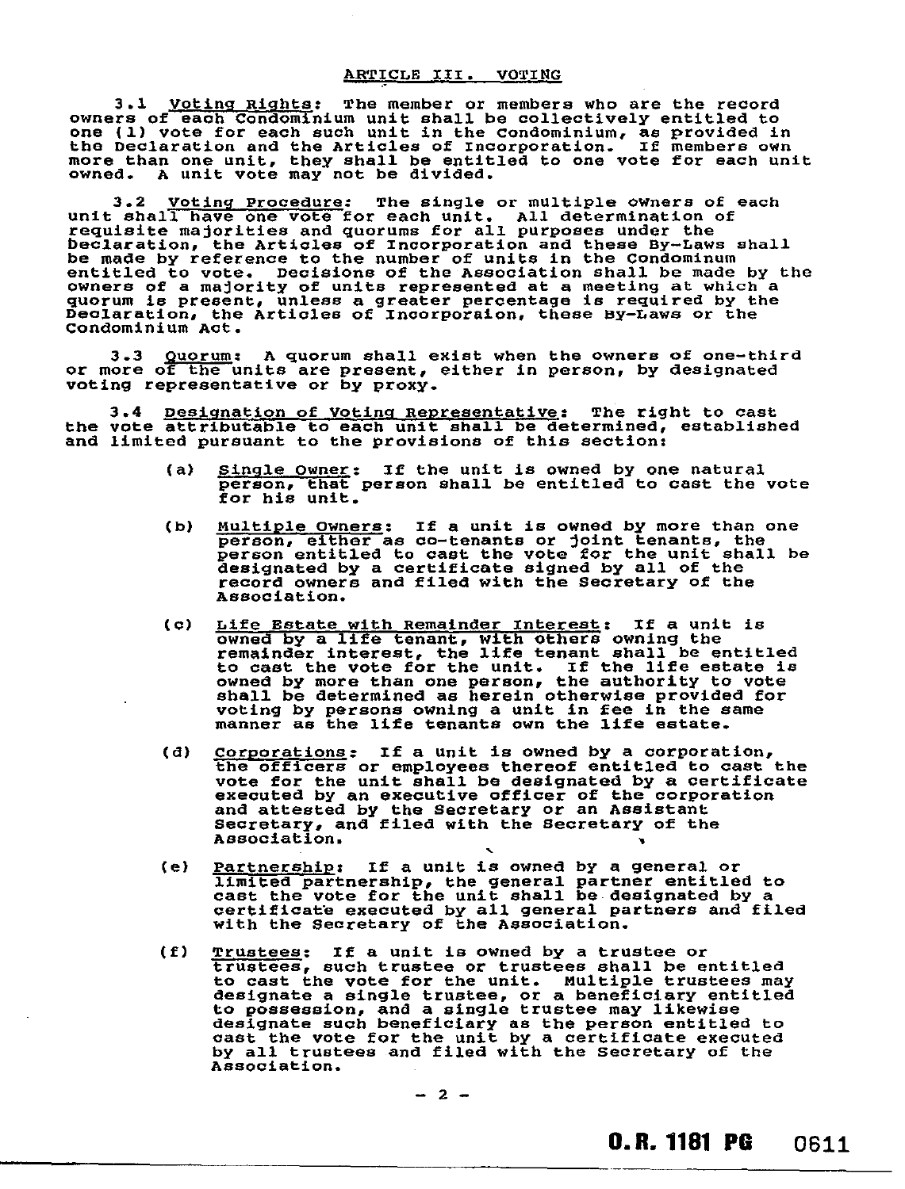## ARTICLE III. VOTING

3.1 Voting Rights: The member or members who are the record owners of each Condominium unit shall be collectively entitled to one (1) vote for each such unit in the Condominium, as provided in the Declaration and the Articles of Incorporation. If members own more than one unit, they shall be entitled to one vote for each unit owned. A unit vote may not be divided.

3.2 Voting Procedure: The single or multiple owners of each unit shall have one vote for each unit. All determination of requisite majorities and quorums for all purposes under the Declaration, the Articles of Incorporation and these By-Laws shall be made by reference to the number of units in the Condominum entitled to vote. Decisions of the Association shall be made by the owners of a majority of units represented at a meeting at which a quorum is present, unless a greater percentage is required by the Declaration, the Articles of Incorporaion, these By-Laws or the Condominium Act.

3.3 Quorum: A quorum shall exist when the owners of one-third or more of the units are present, either in person, by designated voting representative or by proxy.

3.4 Designation of Voting Representative: The right to cast the vote attributable to each unit shall be determined, established and limited pursuant to the provisions of this section:

(a) Single Owner: If the unit is owned by one natural person, that person shall be entitled to cast the vote for his unit.

(b) Multiple Owners: If a unit is owned by more than one person, either as co-tenants or joint tenants, the person entitled to cast the vote for the unit shall be designated by a certificate signed by all of the record owners and filed with the Secretary of the Association.

(c) Life Estate with Remainder Interest: If a unit is owned by a life tenant, with others owning the remainder interest, the life tenant shall be entitled to cast the vote for the unit. If the life estate is owned by more than one person, the authority to vote shall be determined as herein otherwise provided for voting by persons owning a unit in fee in the same manner as the life tenants own the life estate.

(d) Corporations: If a unit is owned by a corporation, the officers or employees thereof entitled to cast the vote for the unit shall be designated by a certificate executed by an executive officer of the corporation and attested by the Secretary or an Assistant Secretary, and filed with the Secretary of the Association.

(e) Partnership: If a unit is owned by a general or limited partnership, the general partner entitled to cast the vote for the unit shall be designated by a certificate executed by all general partners and filed with the Secretary of the Association.

(f) Trustees: If a unit is owned by a trustee or trustees, such trustee or trustees shall be entitled to cast the vote for the unit. Multiple trustees may designate a single trustee, or a beneficiary entitled to possession, and a single trustee may likewise designate such beneficiary as the person entitled to cast the vote for the unit by a certificate executed by all trustees and filed with the Secretary of the Association.

O.R. 1181 PG 0611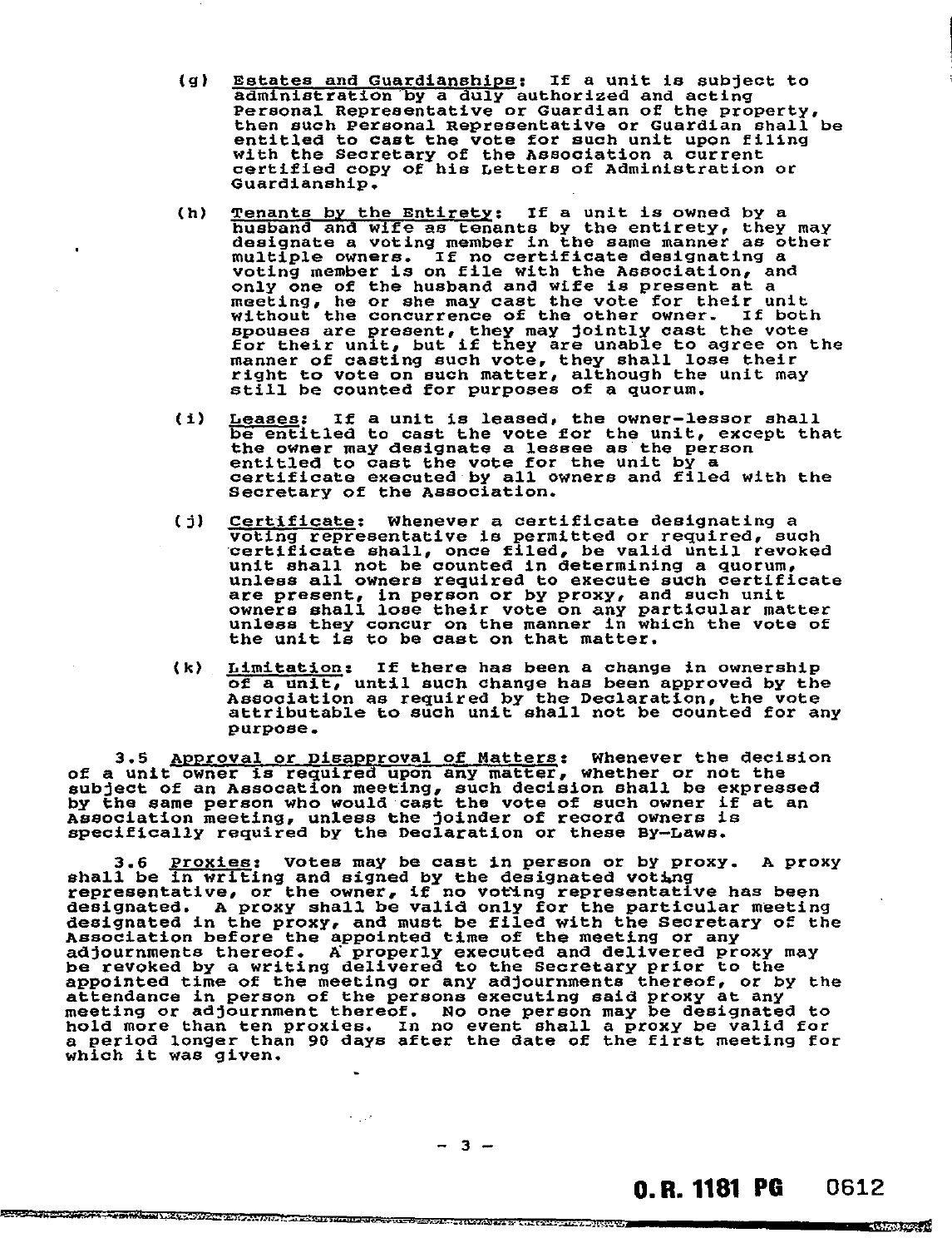(g) Estates and Guardianships: If a unit is subject to administration by a duly authorized and acting Personal Representative or Guardian of the property, then such Personal Representative or Guardian shall be entitled to cast the vote for such unit upon filing with the Secretary of the Association a current certified copy of his Letters of Administration or Guardianship.

(h) Tenants by the Entirety: If a unit is owned by a husband and wife as tenants by the entirety, they may designate a voting member in the same manner as other multiple owners. If no certificate designating a voting member is on file with the Association, and only one of the husband and wife is present at a meeting, he or she may cast the vote for their unit without the concurrence of the other owner. If both spouses are present, they may jointly cast the vote for their unit, but if they are unable to agree on the manner of casting such vote, they shall lose their right to vote on such matter, although the unit may still be counted for purposes of a quorum.

(i) Leases: If a unit is leased, the owner-lessor shall be entitled to cast the vote for the unit, except that the owner may designate a lessee as the person entitled to cast the vote for the unit by a certificate executed by all owners and filed with the Secretary of the Association.

(j) Certificate: Whenever a certificate designating a voting representative is permitted or required, such certificate shall, once filed, be valid until revoked unit shall not be counted in determining a quorum, unless all owners required to execute such certificate are present, in person or by proxy, and such unit owners shall lose their vote on any particular matter unless they concur on the manner in which the vote of the unit is to be cast on that matter.

(k) Limitation: If there has been a change in ownership of a unit, until such change has been approved by the Association as required by the Declaration, the vote attributable to such unit shall not be counted for any purpose.

3.5 Approval or Disapproval of Matters: Whenever the decision of a unit owner is required upon any matter, whether or not the subject of an Assocation meeting, such decision shall be expressed by the same person who would cast the vote of such owner if at an Association meeting, unless the joinder of record owners is specifically required by the Declaration or these By-Laws.

3.6 Proxies: Votes may be cast in person or by proxy. A proxy shall be in writing and signed by the designated voting representative, or the owner, if no voting representative has been designated. A proxy shall be valid only for the particular meeting designated in the proxy, and must be filed with the Secretary of the Association before the appointed time of the meeting or any adjournments thereof. A properly executed and delivered proxy may be revoked by a writing delivered to the Secretary prior to the appointed time of the meeting or any adjournments thereof, or by the attendance in person of the persons executing said proxy at any meeting or adjournment thereof. No one person may be designated to hold more than ten proxies. In no event shall a proxy be valid for a period longer than 90 days after the date of the first meeting for which it was given.

O.R. 1181 PG 0612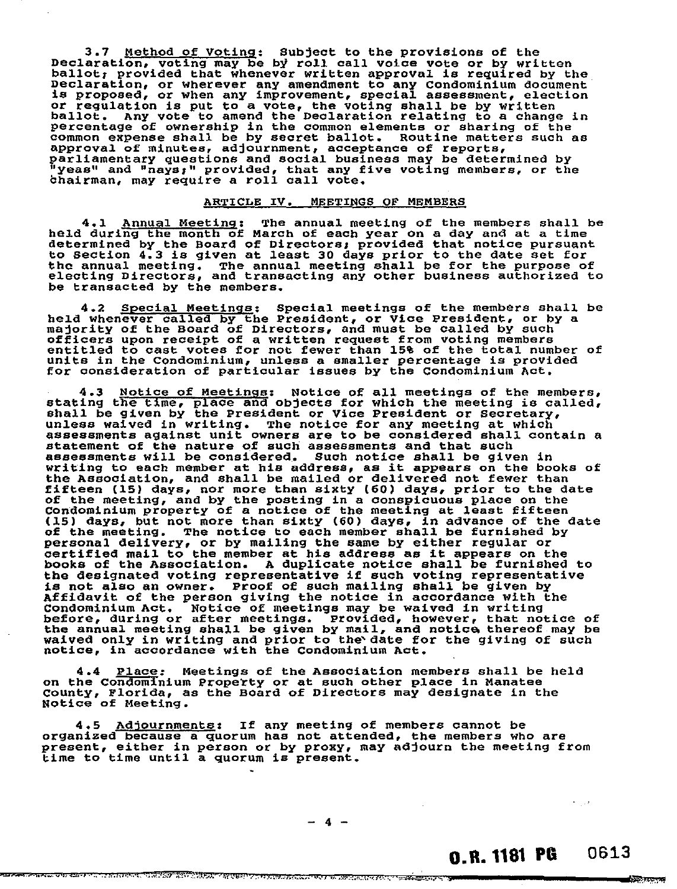3.7 Method of Voting: Subject to the provisions of the Declaration, voting may be by roll call voice vote or by written ballot; provided that whenever written approval is required by the Declaration, or wherever any amendment to any Condominium document is proposed, or when any improvement, special assessment, election or regulation is put to a vote, the voting shall be by written ballot. Any vote to amend the Declaration relating to a change in percentage of ownership in the common elements or sharing of the common expense shall be by secret ballot. Routine matters such as approval of minutes, adjournment, acceptance of reports, parliamentary questions and social business may be determined by "yeas" and "nays;" provided, that any five voting members, or the chairman, may require a roll call vote.

## ARTICLE IV. MEETINGS OF MEMBERS

4.1 Annual Meeting: The annual meeting of the members shall be held during the month of March of each year on a day and at a time determined by the Board of Directors; provided that notice pursuant to Section 4.3 is given at least 30 days prior to the date set for the annual meeting. The annual meeting shall be for the purpose of electing Directors, and transacting any other business authorized to be transacted by the members.

4.2 Special Meetings: Special meetings of the members shall be held whenever called by the President, or Vice President, or by a majority of the Board of Directors, and must be called by such officers upon receipt of a written request from voting members entitled to cast votes for not fewer than 15% of the total number of units in the Condominium, unless a smaller percentage is provided for consideration of particular issues by the Condominium Act.

4.3 Notice of Meetings: Notice of all meetings of the members, stating the time, place and objects for which the meeting is called, shall be given by the President or Vice President or Secretary, unless waived in writing. The notice for any meeting at which assessments against unit owners are to be considered shall contain a statement of the nature of such assessments and that such assessments will be considered. Such notice shall be given in writing to each member at his address, as it appears on the books of the Association, and shall be mailed or delivered not fewer than fifteen (15) days, nor more than sixty (60) days, prior to the date of the meeting, and by the posting in a conspicuous place on the Condominium property of a notice of the meeting at least fifteen (15) days, but not more than sixty (60) days, in advance of the date of the meeting. The notice to each member shall be furnished by personal delivery, or by mailing the same by either regular or certified mail to the member at his address as it appears on the books of the Association. A duplicate notice shall be furnished to the designated voting representative if such voting representative is not also an owner. Proof of such mailing shall be given by Affidavit of the person giving the notice in accordance with the Condominium Act. Notice of meetings may be waived in writing before, during or after meetings. Provided, however, that notice of the annual meeting shall be given by mail, and notice thereof may be waived only in writing and prior to the date for the giving of such notice, in accordance with the Condominium Act.

4.4 Place: Meetings of the Association members shall be held on the Condominium Property or at such other place in Manatee County, Florida, as the Board of Directors may designate in the Notice of Meeting.

4.5 Adjournments: If any meeting of members cannot be organized because a quorum has not attended, the members who are present, either in person or by proxy, may adjourn the meeting from time to time until a quorum is present.

O.R. 1181 PG 0613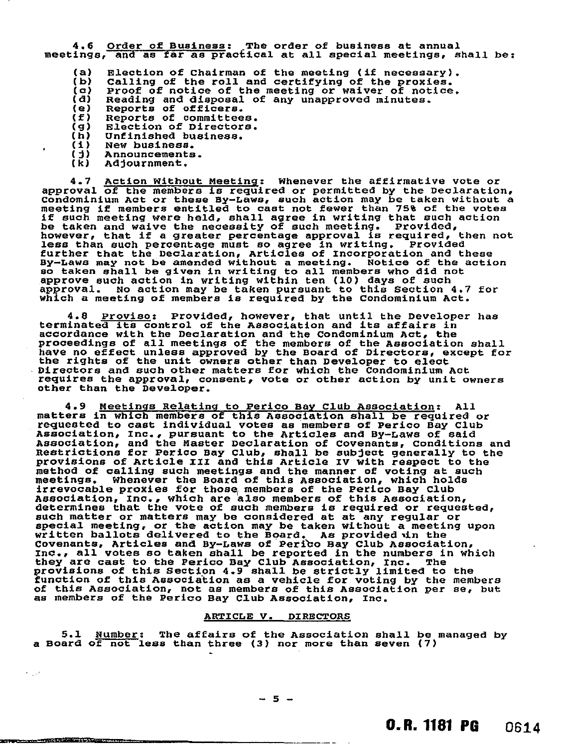4.6 Order of Business: The order of business at annual meetings, and as far as practical at all special meetings, shall be:

(a) Election of Chairman of the meeting (if necessary).
(b) Calling of the roll and certifying of the proxies.
(c) Proof of notice of the meeting or waiver of notice.
(d) Reading and disposal of any unapproved minutes.
(e) Reports of officers.
(f) Reports of committees.
(g) Election of Directors.
(h) Unfinished business.
(i) New business.
(j) Announcements.
(k) Adjournment.

4.7 Action Without Meeting: Whenever the affirmative vote or approval of the members is required or permitted by the Declaration, Condominium Act or these By-Laws, such action may be taken without a meeting if members entitled to cast not fewer than 75% of the votes if such meeting were held, shall agree in writing that such action be taken and waive the necessity of such meeting. Provided, however, that if a greater percentage approval is required, then not less than such percentage must so agree in writing. Provided further that the Declaration, Articles of Incorporation and these By-Laws may not be amended without a meeting. Notice of the action so taken shall be given in writing to all members who did not approve such action in writing within ten (10) days of such approval. No action may be taken pursuant to this Section 4.7 for which a meeting of members is required by the Condominium Act.

4.8 Proviso: Provided, however, that until the Developer has terminated its control of the Association and its affairs in accordance with the Declaration and the Condominium Act, the proceedings of all meetings of the members of the Association shall have no effect unless approved by the Board of Directors, except for the rights of the unit owners other than Developer to elect Directors and such other matters for which the Condominium Act requires the approval, consent, vote or other action by unit owners other than the Developer.

4.9 Meetings Relating to Perico Bay Club Association: All matters in which members of this Association shall be required or requested to cast individual votes as members of Perico Bay Club Association, Inc., pursuant to the Articles and By-Laws of said Association, and the Master Declaration of Covenants, Conditions and Restrictions for Perico Bay Club, shall be subject generally to the provisions of Article III and this Article IV with respect to the method of calling such meetings and the manner of voting at such meetings. Whenever the Board of this Association, which holds irrevocable proxies for those members of the Perico Bay Club Association, Inc., which are also members of this Association, determines that the vote of such members is required or requested, such matter or matters may be considered at at any regular or special meeting, or the action may be taken without a meeting upon written ballots delivered to the Board. As provided in the Covenants, Articles and By-Laws of Perico Bay Club Association, Inc., all votes so taken shall be reported in the numbers in which they are cast to the Perico Bay Club Association, Inc. The provisions of this Section 4.9 shall be strictly limited to the function of this Association as a vehicle for voting by the members of this Association, not as members of this Association per se, but as members of the Perico Bay Club Association, Inc.

## ARTICLE V. DIRECTORS

5.1 Number: The affairs of the Association shall be managed by a Board of not less than three (3) nor more than seven (7)

O.R. 1181 PG 0614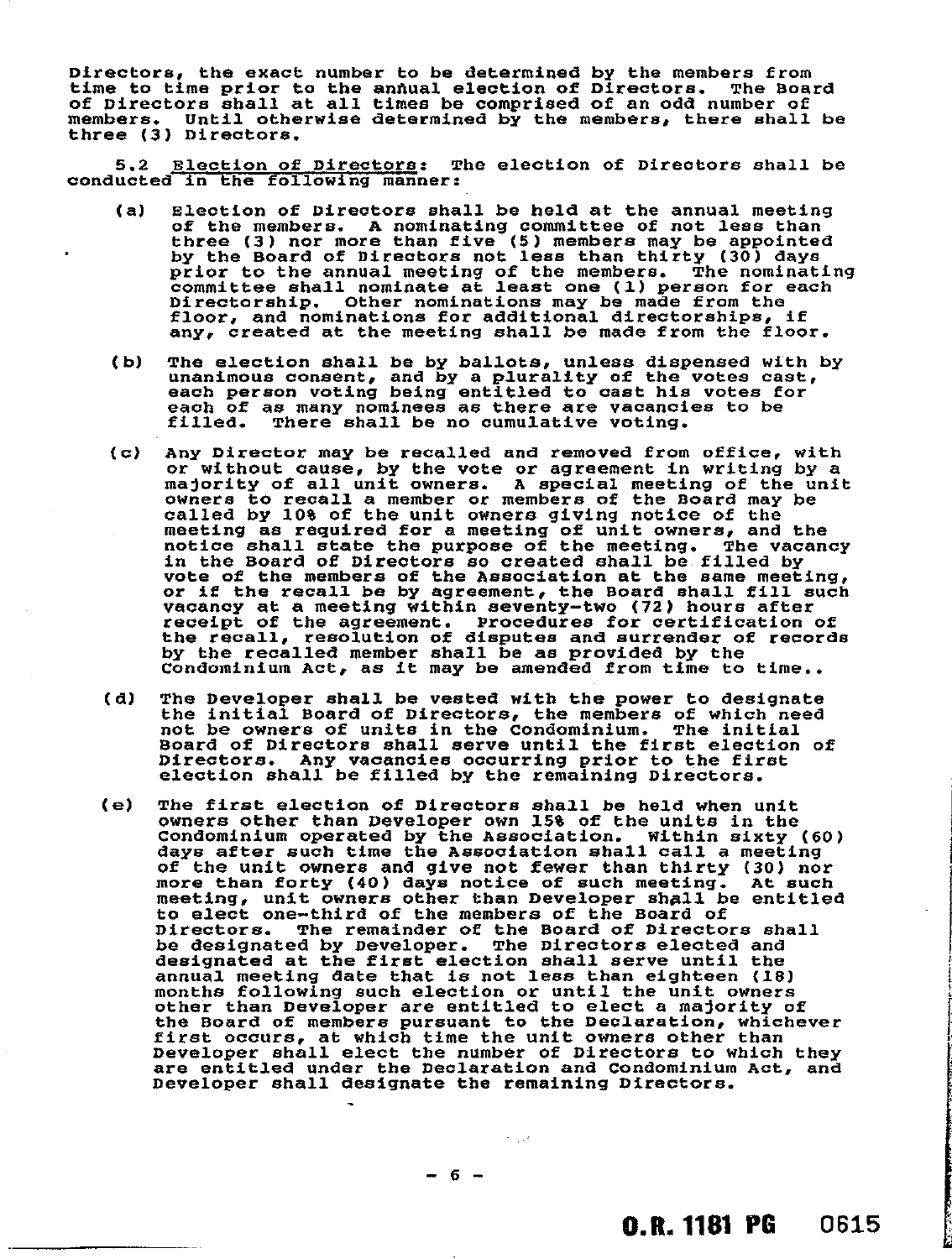Directors, the exact number to be determined by the members from time to time prior to the annual election of Directors. The Board of Directors shall at all times be comprised of an odd number of members. Until otherwise determined by the members, there shall be three (3) Directors.

5.2 Election of Directors: The election of Directors shall be conducted in the following manner:

(a) Election of Directors shall be held at the annual meeting of the members. A nominating committee of not less than three (3) nor more than five (5) members may be appointed by the Board of Directors not less than thirty (30) days prior to the annual meeting of the members. The nominating committee shall nominate at least one (1) person for each Directorship. Other nominations may be made from the floor, and nominations for additional directorships, if any, created at the meeting shall be made from the floor.

(b) The election shall be by ballots, unless dispensed with by unanimous consent, and by a plurality of the votes cast, each person voting being entitled to cast his votes for each of as many nominees as there are vacancies to be filled. There shall be no cumulative voting.

(c) Any Director may be recalled and removed from office, with or without cause, by the vote or agreement in writing by a majority of all unit owners. A special meeting of the unit owners to recall a member or members of the Board may be called by 10% of the unit owners giving notice of the meeting as required for a meeting of unit owners, and the notice shall state the purpose of the meeting. The vacancy in the Board of Directors so created shall be filled by vote of the members of the Association at the same meeting, or if the recall be by agreement, the Board shall fill such vacancy at a meeting within seventy-two (72) hours after receipt of the agreement. Procedures for certification of the recall, resolution of disputes and surrender of records by the recalled member shall be as provided by the Condominium Act, as it may be amended from time to time..

(d) The Developer shall be vested with the power to designate the initial Board of Directors, the members of which need not be owners of units in the Condominium. The initial Board of Directors shall serve until the first election of Directors. Any vacancies occurring prior to the first election shall be filled by the remaining Directors.

(e) The first election of Directors shall be held when unit owners other than Developer own 15% of the units in the Condominium operated by the Association. Within sixty (60) days after such time the Association shall call a meeting of the unit owners and give not fewer than thirty (30) nor more than forty (40) days notice of such meeting. At such meeting, unit owners other than Developer shall be entitled to elect one-third of the members of the Board of Directors. The remainder of the Board of Directors shall be designated by Developer. The Directors elected and designated at the first election shall serve until the annual meeting date that is not less than eighteen (18) months following such election or until the unit owners other than Developer are entitled to elect a majority of the Board of members pursuant to the Declaration, whichever first occurs, at which time the unit owners other than Developer shall elect the number of Directors to which they are entitled under the Declaration and Condominium Act, and Developer shall designate the remaining Directors.

O.R. 1181 PG 0615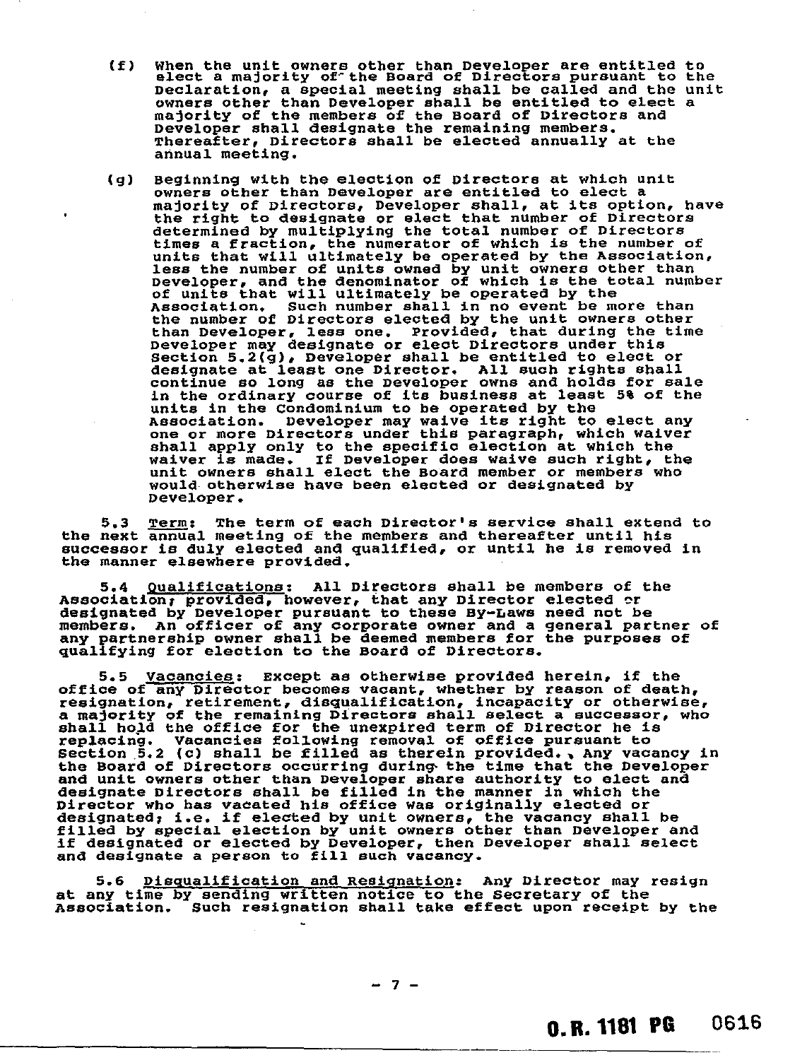(f) When the unit owners other than Developer are entitled to elect a majority of the Board of Directors pursuant to the Declaration, a special meeting shall be called and the unit owners other than Developer shall be entitled to elect a majority of the members of the Board of Directors and Developer shall designate the remaining members. Thereafter, Directors shall be elected annually at the annual meeting.

(g) Beginning with the election of Directors at which unit owners other than Developer are entitled to elect a majority of Directors, Developer shall, at its option, have the right to designate or elect that number of Directors determined by multiplying the total number of Directors times a fraction, the numerator of which is the number of units that will ultimately be operated by the Association, less the number of units owned by unit owners other than Developer, and the denominator of which is the total number of units that will ultimately be operated by the Association. Such number shall in no event be more than the number of Directors elected by the unit owners other than Developer, less one. Provided, that during the time Developer may designate or elect Directors under this Section 5.2(g), Developer shall be entitled to elect or designate at least one Director. All such rights shall continue so long as the Developer owns and holds for sale in the ordinary course of its business at least 5% of the units in the Condominium to be operated by the Association. Developer may waive its right to elect any one or more Directors under this paragraph, which waiver shall apply only to the specific election at which the waiver is made. If Developer does waive such right, the unit owners shall elect the Board member or members who would otherwise have been elected or designated by Developer.

5.3 Term: The term of each Director's service shall extend to the next annual meeting of the members and thereafter until his successor is duly elected and qualified, or until he is removed in the manner elsewhere provided.

5.4 Qualifications: All Directors shall be members of the Association; provided, however, that any Director elected or designated by Developer pursuant to these By-Laws need not be members. An officer of any corporate owner and a general partner of any partnership owner shall be deemed members for the purposes of qualifying for election to the Board of Directors.

5.5 Vacancies: Except as otherwise provided herein, if the office of any Director becomes vacant, whether by reason of death, resignation, retirement, disqualification, incapacity or otherwise, a majority of the remaining Directors shall select a successor, who shall hold the office for the unexpired term of Director he is replacing. Vacancies following removal of office pursuant to Section 5.2 (c) shall be filled as therein provided. Any vacancy in the Board of Directors occurring during the time that the Developer and unit owners other than Developer share authority to elect and designate Directors shall be filled in the manner in which the Director who has vacated his office was originally elected or designated; i.e. if elected by unit owners, the vacancy shall be filled by special election by unit owners other than Developer and if designated or elected by Developer, then Developer shall select and designate a person to fill such vacancy.

5.6 Disqualification and Resignation: Any Director may resign at any time by sending written notice to the Secretary of the Association. Such resignation shall take effect upon receipt by the

O.R. 1181 PG 0616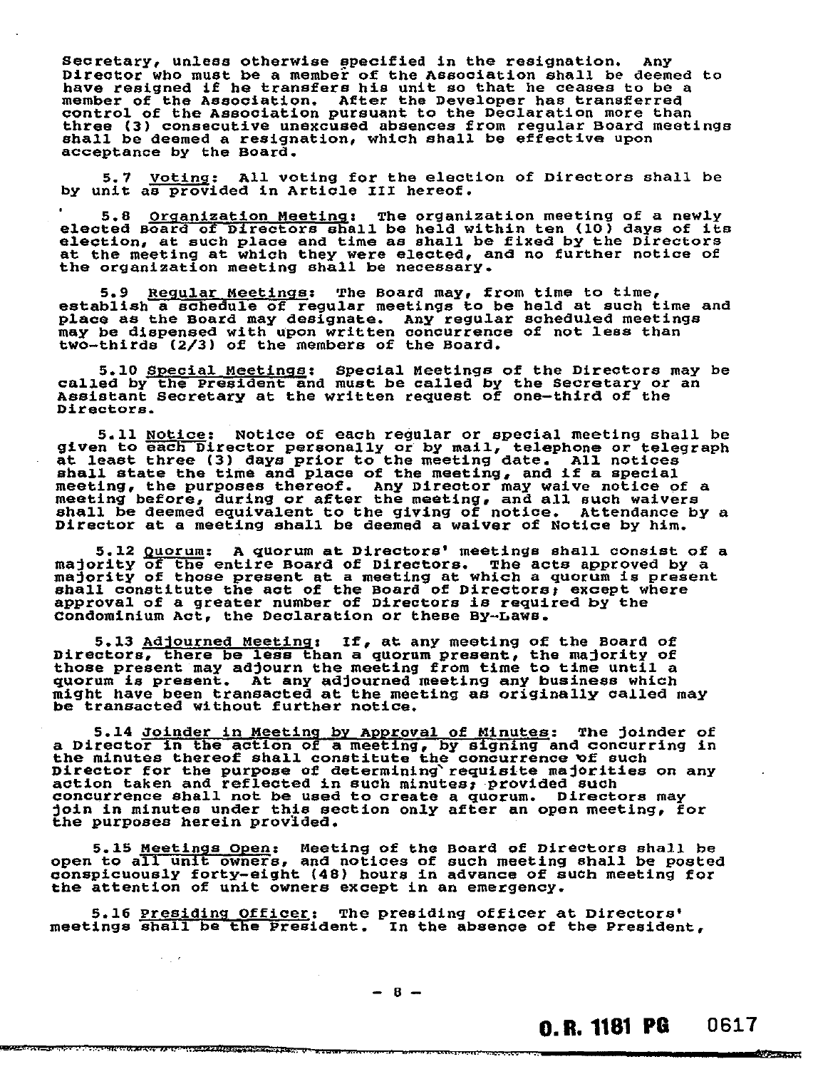Secretary, unless otherwise specified in the resignation. Any Director who must be a member of the Association shall be deemed to have resigned if he transfers his unit so that he ceases to be a member of the Association. After the Developer has transferred control of the Association pursuant to the Declaration more than three (3) consecutive unexcused absences from regular Board meetings shall be deemed a resignation, which shall be effective upon acceptance by the Board.

5.7 Voting: All voting for the election of Directors shall be by unit as provided in Article III hereof.

5.8 Organization Meeting: The organization meeting of a newly elected Board of Directors shall be held within ten (10) days of its election, at such place and time as shall be fixed by the Directors at the meeting at which they were elected, and no further notice of the organization meeting shall be necessary.

5.9 Regular Meetings: The Board may, from time to time, establish a schedule of regular meetings to be held at such time and place as the Board may designate. Any regular scheduled meetings may be dispensed with upon written concurrence of not less than two-thirds (2/3) of the members of the Board.

5.10 Special Meetings: Special Meetings of the Directors may be called by the President and must be called by the Secretary or an Assistant Secretary at the written request of one-third of the Directors.

5.11 Notice: Notice of each regular or special meeting shall be given to each Director personally or by mail, telephone or telegraph at least three (3) days prior to the meeting date. All notices shall state the time and place of the meeting, and if a special meeting, the purposes thereof. Any Director may waive notice of a meeting before, during or after the meeting, and all such waivers shall be deemed equivalent to the giving of notice. Attendance by a Director at a meeting shall be deemed a waiver of Notice by him.

5.12 Quorum: A quorum at Directors' meetings shall consist of a majority of the entire Board of Directors. The acts approved by a majority of those present at a meeting at which a quorum is present shall constitute the act of the Board of Directors; except where approval of a greater number of Directors is required by the Condominium Act, the Declaration or these By-Laws.

5.13 Adjourned Meeting: If, at any meeting of the Board of Directors, there be less than a quorum present, the majority of those present may adjourn the meeting from time to time until a quorum is present. At any adjourned meeting any business which might have been transacted at the meeting as originally called may be transacted without further notice.

5.14 Joinder in Meeting by Approval of Minutes: The joinder of a Director in the action of a meeting, by signing and concurring in the minutes thereof shall constitute the concurrence of such Director for the purpose of determining requisite majorities on any action taken and reflected in such minutes; provided such concurrence shall not be used to create a quorum. Directors may join in minutes under this section only after an open meeting, for the purposes herein provided.

5.15 Meetings Open: Meeting of the Board of Directors shall be open to all unit owners, and notices of such meeting shall be posted conspicuously forty-eight (48) hours in advance of such meeting for the attention of unit owners except in an emergency.

5.16 Presiding Officer: The presiding officer at Directors' meetings shall be the President. In the absence of the President,

O.R. 1181 PG 0617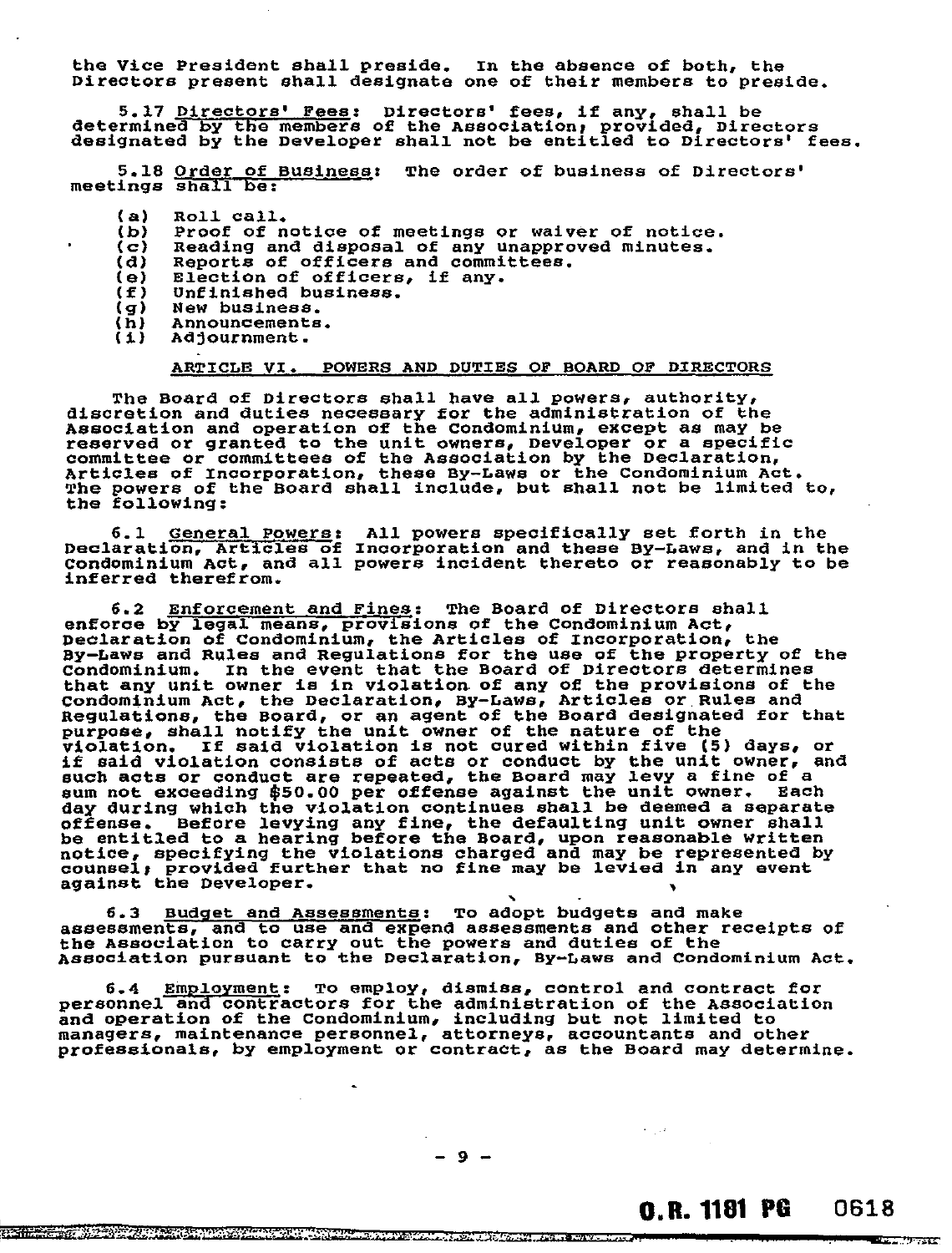the Vice President shall preside. In the absence of both, the Directors present shall designate one of their members to preside.

5.17 Directors' Fees: Directors' fees, if any, shall be determined by the members of the Association; provided, Directors designated by the Developer shall not be entitled to Directors' fees.

5.18 Order of Business: The order of business of Directors' meetings shall be:

(a) Roll call.
(b) Proof of notice of meetings or waiver of notice.
(c) Reading and disposal of any unapproved minutes.
(d) Reports of officers and committees.
(e) Election of officers, if any.
(f) Unfinished business.
(g) New business.
(h) Announcements.
(i) Adjournment.

## ARTICLE VI. POWERS AND DUTIES OF BOARD OF DIRECTORS

The Board of Directors shall have all powers, authority, discretion and duties necessary for the administration of the Association and operation of the Condominium, except as may be reserved or granted to the unit owners, Developer or a specific committee or committees of the Association by the Declaration, Articles of Incorporation, these By-Laws or the Condominium Act. The powers of the Board shall include, but shall not be limited to, the following:

6.1 General Powers: All powers specifically set forth in the Declaration, Articles of Incorporation and these By-Laws, and in the Condominium Act, and all powers incident thereto or reasonably to be inferred therefrom.

6.2 Enforcement and Fines: The Board of Directors shall enforce by legal means, provisions of the Condominium Act, Declaration of Condominium, the Articles of Incorporation, the By-Laws and Rules and Regulations for the use of the property of the Condominium. In the event that the Board of Directors determines that any unit owner is in violation of any of the provisions of the Condominium Act, the Declaration, By-Laws, Articles or Rules and Regulations, the Board, or an agent of the Board designated for that purpose, shall notify the unit owner of the nature of the violation. If said violation is not cured within five (5) days, or if said violation consists of acts or conduct by the unit owner, and such acts or conduct are repeated, the Board may levy a fine of a sum not exceeding $50.00 per offense against the unit owner. Each day during which the violation continues shall be deemed a separate offense. Before levying any fine, the defaulting unit owner shall be entitled to a hearing before the Board, upon reasonable written notice, specifying the violations charged and may be represented by counsel; provided further that no fine may be levied in any event against the Developer.

6.3 Budget and Assessments: To adopt budgets and make assessments, and to use and expend assessments and other receipts of the Association to carry out the powers and duties of the Association pursuant to the Declaration, By-Laws and Condominium Act.

6.4 Employment: To employ, dismiss, control and contract for personnel and contractors for the administration of the Association and operation of the Condominium, including but not limited to managers, maintenance personnel, attorneys, accountants and other professionals, by employment or contract, as the Board may determine.

O.R. 1181 PG 0618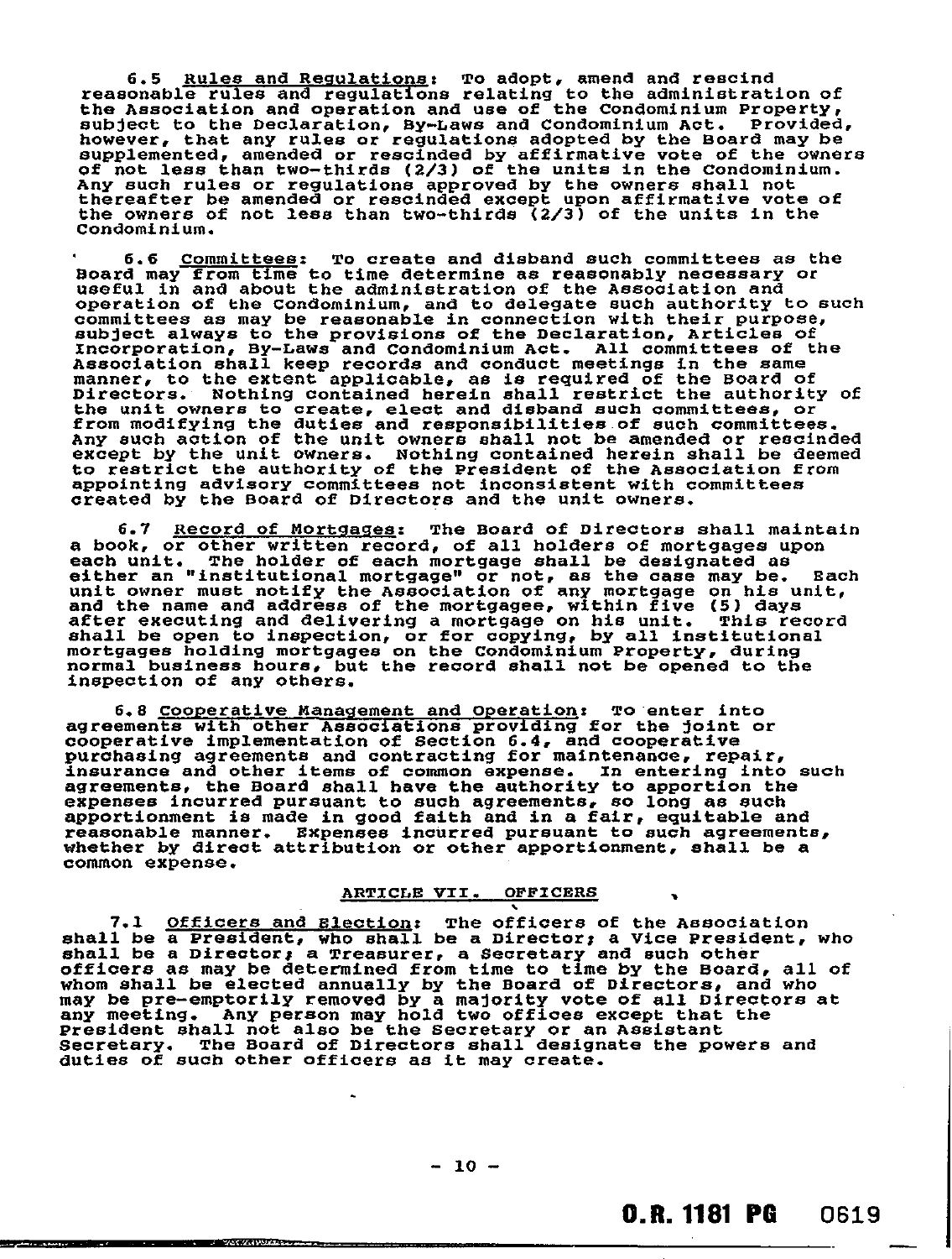6.5 Rules and Regulations: To adopt, amend and rescind reasonable rules and regulations relating to the administration of the Association and operation and use of the Condominium Property, subject to the Declaration, By-Laws and Condominium Act. Provided, however, that any rules or regulations adopted by the Board may be supplemented, amended or rescinded by affirmative vote of the owners of not less than two-thirds (2/3) of the units in the Condominium. Any such rules or regulations approved by the owners shall not thereafter be amended or rescinded except upon affirmative vote of the owners of not less than two-thirds (2/3) of the units in the Condominium.

6.6 Committees: To create and disband such committees as the Board may from time to time determine as reasonably necessary or useful in and about the administration of the Association and operation of the Condominium, and to delegate such authority to such committees as may be reasonable in connection with their purpose, subject always to the provisions of the Declaration, Articles of Incorporation, By-Laws and Condominium Act. All committees of the Association shall keep records and conduct meetings in the same manner, to the extent applicable, as is required of the Board of Directors. Nothing contained herein shall restrict the authority of the unit owners to create, elect and disband such committees, or from modifying the duties and responsibilities of such committees. Any such action of the unit owners shall not be amended or rescinded except by the unit owners. Nothing contained herein shall be deemed to restrict the authority of the President of the Association from appointing advisory committees not inconsistent with committees created by the Board of Directors and the unit owners.

6.7 Record of Mortgages: The Board of Directors shall maintain a book, or other written record, of all holders of mortgages upon each unit. The holder of each mortgage shall be designated as either an "institutional mortgage" or not, as the case may be. Each unit owner must notify the Association of any mortgage on his unit, and the name and address of the mortgagee, within five (5) days after executing and delivering a mortgage on his unit. This record shall be open to inspection, or for copying, by all institutional mortgages holding mortgages on the Condominium Property, during normal business hours, but the record shall not be opened to the inspection of any others.

6.8 Cooperative Management and Operation: To enter into agreements with other Associations providing for the joint or cooperative implementation of Section 6.4, and cooperative purchasing agreements and contracting for maintenance, repair, insurance and other items of common expense. In entering into such agreements, the Board shall have the authority to apportion the expenses incurred pursuant to such agreements, so long as such apportionment is made in good faith and in a fair, equitable and reasonable manner. Expenses incurred pursuant to such agreements, whether by direct attribution or other apportionment, shall be a common expense.

## ARTICLE VII. OFFICERS

7.1 Officers and Election: The officers of the Association shall be a President, who shall be a Director; a Vice President, who shall be a Director; a Treasurer, a Secretary and such other officers as may be determined from time to time by the Board, all of whom shall be elected annually by the Board of Directors, and who may be pre-emptorily removed by a majority vote of all Directors at any meeting. Any person may hold two offices except that the President shall not also be the Secretary or an Assistant Secretary. The Board of Directors shall designate the powers and duties of such other officers as it may create.

O.R. 1181 PG 0619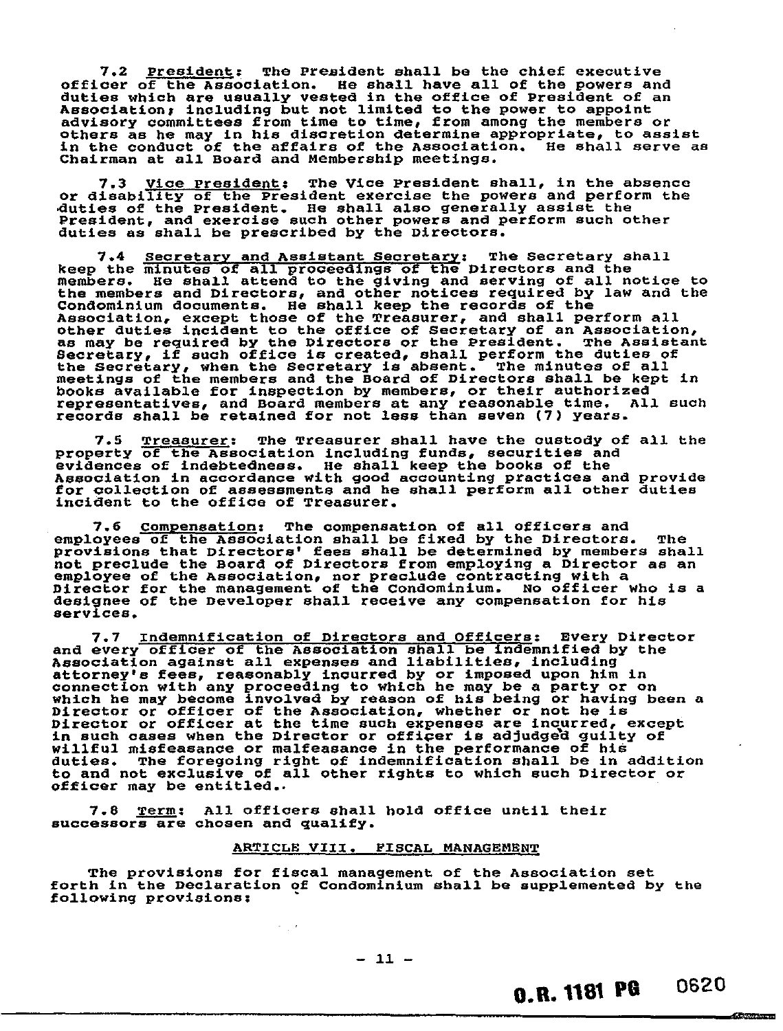7.2 President: The President shall be the chief executive officer of the Association. He shall have all of the powers and duties which are usually vested in the office of President of an Association; including but not limited to the power to appoint advisory committees from time to time, from among the members or others as he may in his discretion determine appropriate, to assist in the conduct of the affairs of the Association. He shall serve as Chairman at all Board and Membership meetings.

7.3 Vice President: The Vice President shall, in the absence or disability of the President exercise the powers and perform the duties of the President. He shall also generally assist the President, and exercise such other powers and perform such other duties as shall be prescribed by the Directors.

7.4 Secretary and Assistant Secretary: The Secretary shall keep the minutes of all proceedings of the Directors and the members. He shall attend to the giving and serving of all notice to the members and Directors, and other notices required by law and the Condominium documents. He shall keep the records of the Association, except those of the Treasurer, and shall perform all other duties incident to the office of Secretary of an Association, as may be required by the Directors or the President. The Assistant Secretary, if such office is created, shall perform the duties of the Secretary, when the Secretary is absent. The minutes of all meetings of the members and the Board of Directors shall be kept in books available for inspection by members, or their authorized representatives, and Board members at any reasonable time. All such records shall be retained for not less than seven (7) years.

7.5 Treasurer: The Treasurer shall have the custody of all the property of the Association including funds, securities and evidences of indebtedness. He shall keep the books of the Association in accordance with good accounting practices and provide for collection of assessments and he shall perform all other duties incident to the office of Treasurer.

7.6 Compensation: The compensation of all officers and employees of the Association shall be fixed by the Directors. The provisions that Directors' fees shall be determined by members shall not preclude the Board of Directors from employing a Director as an employee of the Association, nor preclude contracting with a Director for the management of the Condominium. No officer who is a designee of the Developer shall receive any compensation for his services.

7.7 Indemnification of Directors and Officers: Every Director and every officer of the Association shall be indemnified by the Association against all expenses and liabilities, including attorney's fees, reasonably incurred by or imposed upon him in connection with any proceeding to which he may be a party or on which he may become involved by reason of his being or having been a Director or officer of the Association, whether or not he is Director or officer at the time such expenses are incurred, except in such cases when the Director or officer is adjudged guilty of willful misfeasance or malfeasance in the performance of his duties. The foregoing right of indemnification shall be in addition to and not exclusive of all other rights to which such Director or officer may be entitled.

7.8 Term: All officers shall hold office until their successors are chosen and qualify.

## ARTICLE VIII. FISCAL MANAGEMENT

The provisions for fiscal management of the Association set forth in the Declaration of Condominium shall be supplemented by the following provisions:

O.R. 1181 PG 0620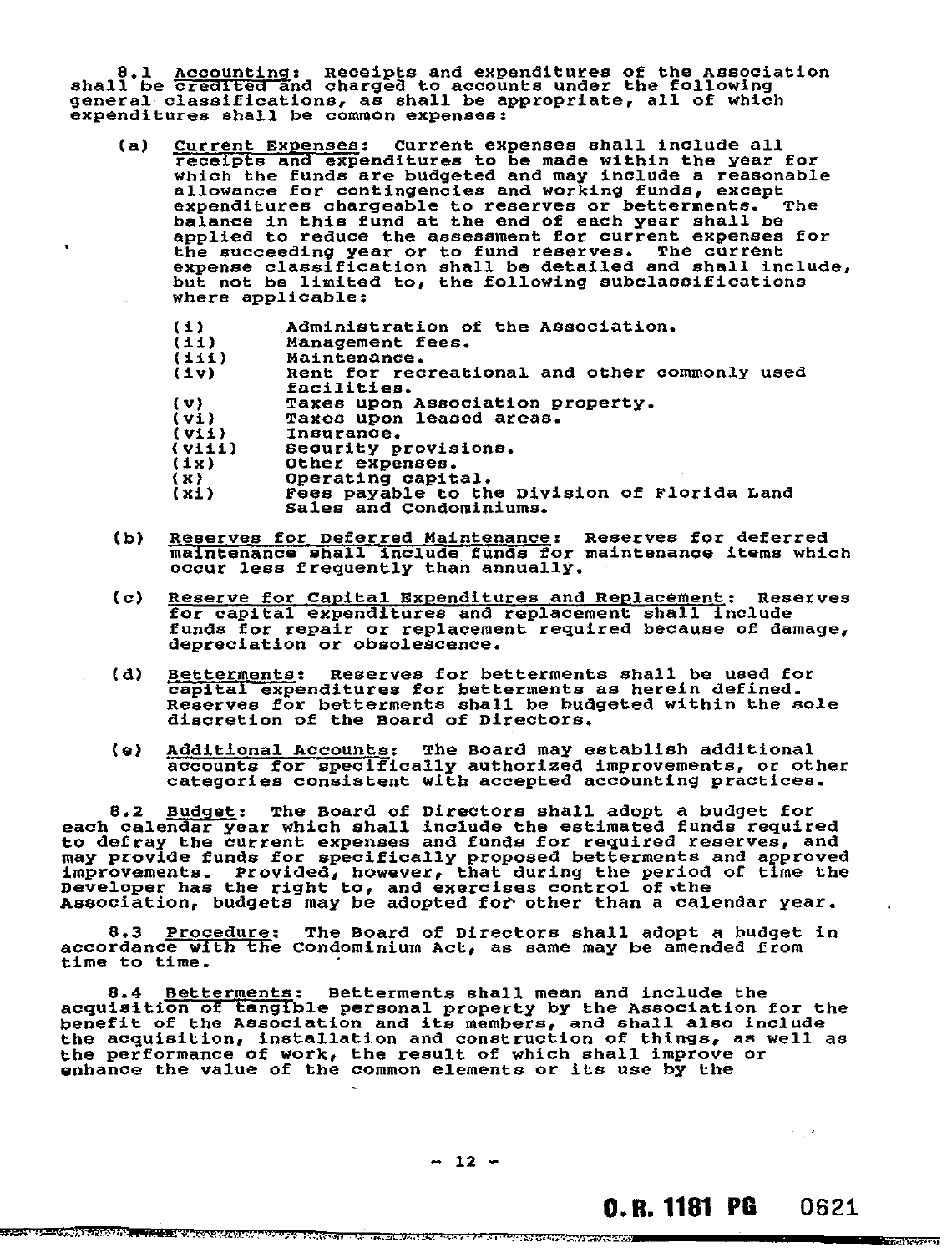8.1 Accounting: Receipts and expenditures of the Association shall be credited and charged to accounts under the following general classifications, as shall be appropriate, all of which expenditures shall be common expenses:

(a) Current Expenses: Current expenses shall include all receipts and expenditures to be made within the year for which the funds are budgeted and may include a reasonable allowance for contingencies and working funds, except expenditures chargeable to reserves or betterments. The balance in this fund at the end of each year shall be applied to reduce the assessment for current expenses for the succeeding year or to fund reserves. The current expense classification shall be detailed and shall include, but not be limited to, the following subclassifications where applicable:

- (i) Administration of the Association.
- (ii) Management fees.
- (iii) Maintenance.
- (iv) Rent for recreational and other commonly used facilities.
- (v) Taxes upon Association property.
- (vi) Taxes upon leased areas.
- (vii) Insurance.
- (viii) Security provisions.
- (ix) Other expenses.
- (x) Operating capital.
- (xi) Fees payable to the Division of Florida Land Sales and Condominiums.

(b) Reserves for Deferred Maintenance: Reserves for deferred maintenance shall include funds for maintenance items which occur less frequently than annually.

(c) Reserve for Capital Expenditures and Replacement: Reserves for capital expenditures and replacement shall include funds for repair or replacement required because of damage, depreciation or obsolescence.

(d) Betterments: Reserves for betterments shall be used for capital expenditures for betterments as herein defined. Reserves for betterments shall be budgeted within the sole discretion of the Board of Directors.

(e) Additional Accounts: The Board may establish additional accounts for specifically authorized improvements, or other categories consistent with accepted accounting practices.

8.2 Budget: The Board of Directors shall adopt a budget for each calendar year which shall include the estimated funds required to defray the current expenses and funds for required reserves, and may provide funds for specifically proposed betterments and approved improvements. Provided, however, that during the period of time the Developer has the right to, and exercises control of the Association, budgets may be adopted for other than a calendar year.

8.3 Procedure: The Board of Directors shall adopt a budget in accordance with the Condominium Act, as same may be amended from time to time.

8.4 Betterments: Betterments shall mean and include the acquisition of tangible personal property by the Association for the benefit of the Association and its members, and shall also include the acquisition, installation and construction of things, as well as the performance of work, the result of which shall improve or enhance the value of the common elements or its use by the

O.R. 1181 PG 0621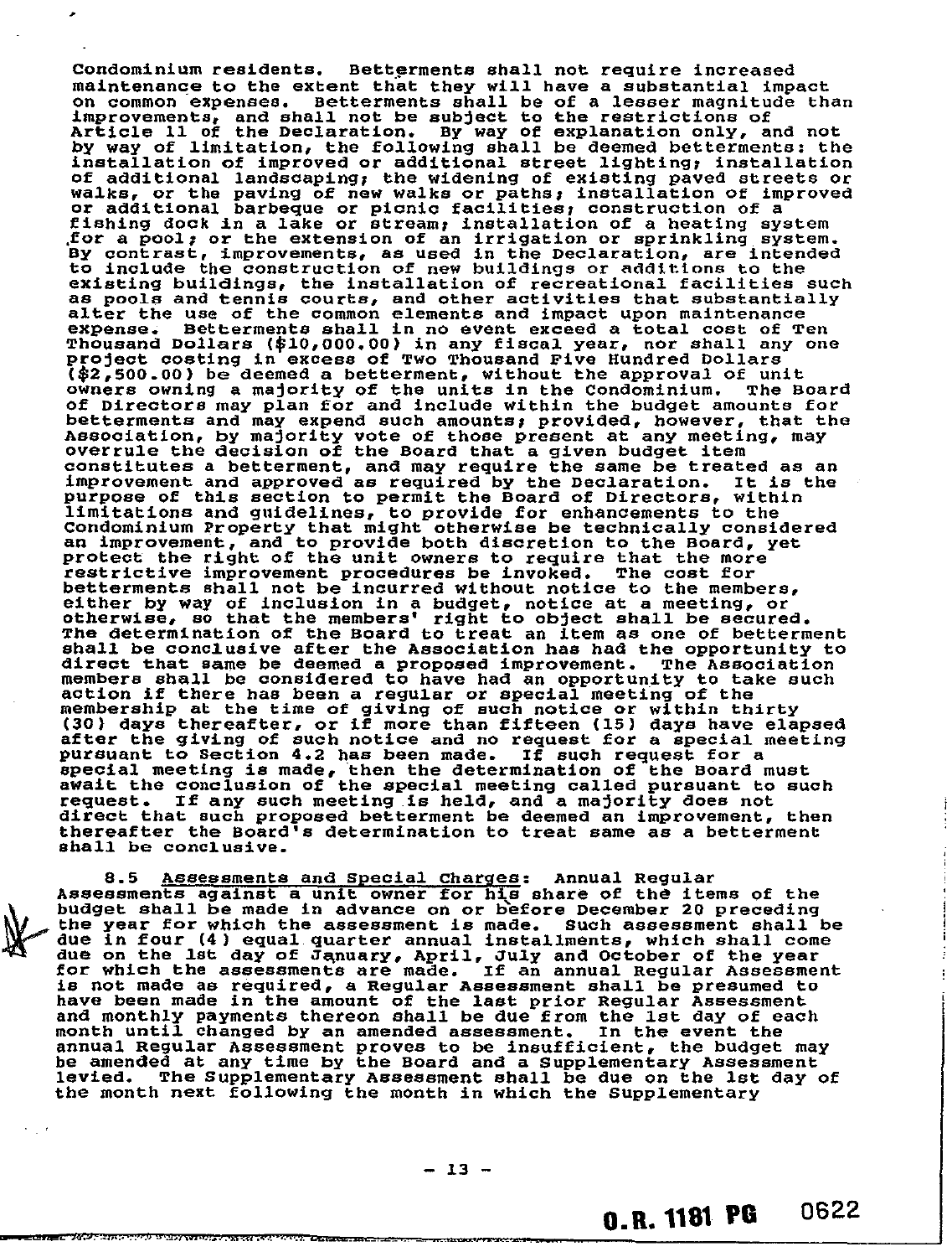Condominium residents. Betterments shall not require increased maintenance to the extent that they will have a substantial impact on common expenses. Betterments shall be of a lesser magnitude than improvements, and shall not be subject to the restrictions of Article 11 of the Declaration. By way of explanation only, and not by way of limitation, the following shall be deemed betterments: the installation of improved or additional street lighting; installation of additional landscaping; the widening of existing paved streets or walks, or the paving of new walks or paths; installation of improved or additional barbeque or picnic facilities; construction of a fishing dock in a lake or stream; installation of a heating system for a pool; or the extension of an irrigation or sprinkling system. By contrast, improvements, as used in the Declaration, are intended to include the construction of new buildings or additions to the existing buildings, the installation of recreational facilities such as pools and tennis courts, and other activities that substantially alter the use of the common elements and impact upon maintenance expense. Betterments shall in no event exceed a total cost of Ten Thousand Dollars ($10,000.00) in any fiscal year, nor shall any one project costing in excess of Two Thousand Five Hundred Dollars ($2,500.00) be deemed a betterment, without the approval of unit owners owning a majority of the units in the Condominium. The Board of Directors may plan for and include within the budget amounts for betterments and may expend such amounts; provided, however, that the Association, by majority vote of those present at any meeting, may overrule the decision of the Board that a given budget item constitutes a betterment, and may require the same be treated as an improvement and approved as required by the Declaration. It is the purpose of this section to permit the Board of Directors, within limitations and guidelines, to provide for enhancements to the Condominium Property that might otherwise be technically considered an improvement, and to provide both discretion to the Board, yet protect the right of the unit owners to require that the more restrictive improvement procedures be invoked. The cost for betterments shall not be incurred without notice to the members, either by way of inclusion in a budget, notice at a meeting, or otherwise, so that the members' right to object shall be secured. The determination of the Board to treat an item as one of betterment shall be conclusive after the Association has had the opportunity to direct that same be deemed a proposed improvement. The Association members shall be considered to have had an opportunity to take such action if there has been a regular or special meeting of the membership at the time of giving of such notice or within thirty (30) days thereafter, or if more than fifteen (15) days have elapsed after the giving of such notice and no request for a special meeting pursuant to Section 4.2 has been made. If such request for a special meeting is made, then the determination of the Board must await the conclusion of the special meeting called pursuant to such request. If any such meeting is held, and a majority does not direct that such proposed betterment be deemed an improvement, then thereafter the Board's determination to treat same as a betterment shall be conclusive.

8.5 Assessments and Special Charges: Annual Regular Assessments against a unit owner for his share of the items of the budget shall be made in advance on or before December 20 preceding the year for which the assessment is made. Such assessment shall be due in four (4) equal quarter annual installments, which shall come due on the 1st day of January, April, July and October of the year for which the assessments are made. If an annual Regular Assessment is not made as required, a Regular Assessment shall be presumed to have been made in the amount of the last prior Regular Assessment and monthly payments thereon shall be due from the 1st day of each month until changed by an amended assessment. In the event the annual Regular Assessment proves to be insufficient, the budget may be amended at any time by the Board and a Supplementary Assessment levied. The Supplementary Assessment shall be due on the 1st day of the month next following the month in which the Supplementary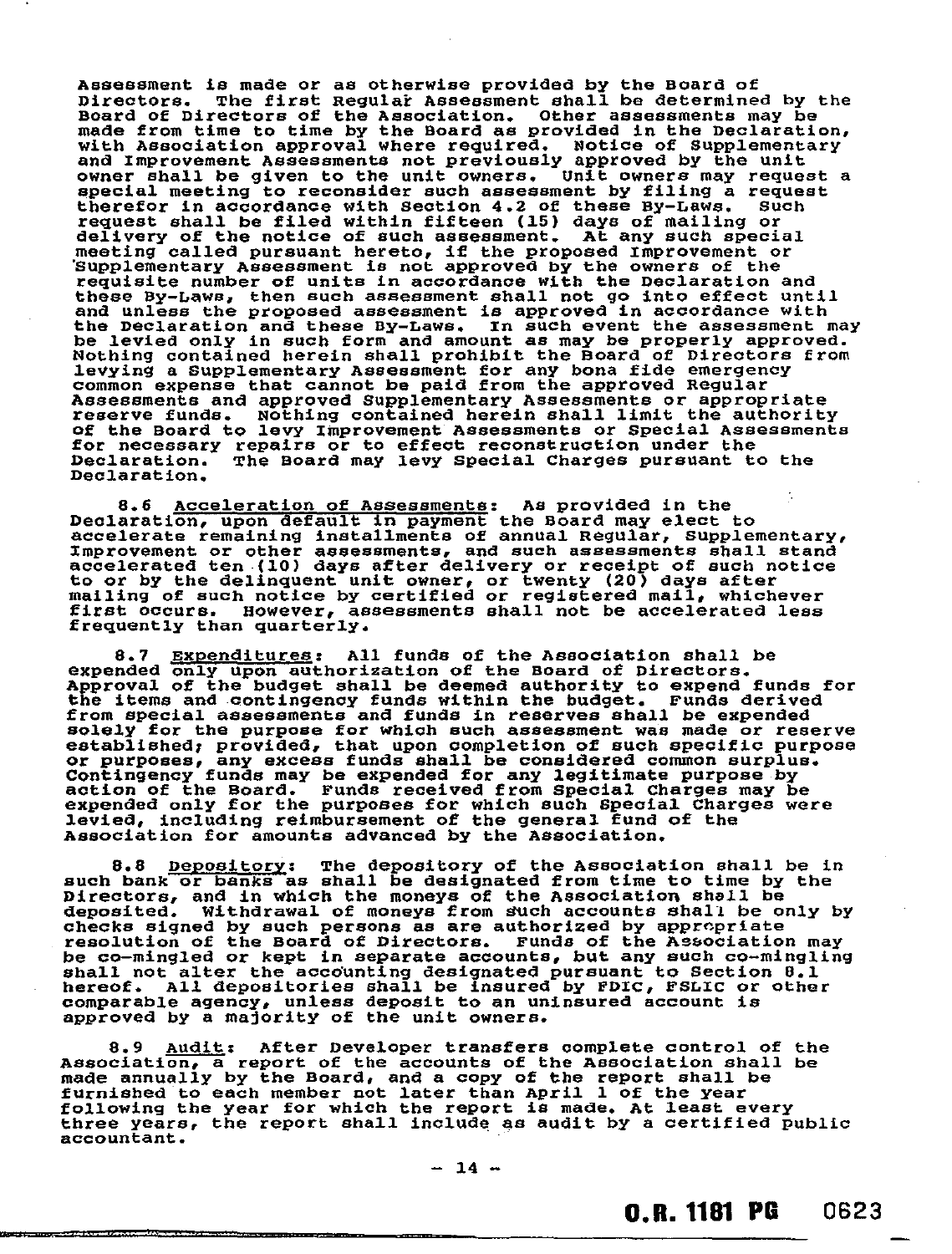Assessment is made or as otherwise provided by the Board of Directors. The first Regular Assessment shall be determined by the Board of Directors of the Association. Other assessments may be made from time to time by the Board as provided in the Declaration, with Association approval where required. Notice of Supplementary and Improvement Assessments not previously approved by the unit owner shall be given to the unit owners. Unit owners may request a special meeting to reconsider such assessment by filing a request therefor in accordance with Section 4.2 of these By-Laws. Such request shall be filed within fifteen (15) days of mailing or delivery of the notice of such assessment. At any such special meeting called pursuant hereto, if the proposed Improvement or Supplementary Assessment is not approved by the owners of the requisite number of units in accordance with the Declaration and these By-Laws, then such assessment shall not go into effect until and unless the proposed assessment is approved in accordance with the Declaration and these By-Laws. In such event the assessment may be levied only in such form and amount as may be properly approved. Nothing contained herein shall prohibit the Board of Directors from levying a Supplementary Assessment for any bona fide emergency common expense that cannot be paid from the approved Regular Assessments and approved Supplementary Assessments or appropriate reserve funds. Nothing contained herein shall limit the authority of the Board to levy Improvement Assessments or Special Assessments for necessary repairs or to effect reconstruction under the Declaration. The Board may levy Special Charges pursuant to the Declaration.

8.6 <u>Acceleration of Assessments</u>: As provided in the Declaration, upon default in payment the Board may elect to accelerate remaining installments of annual Regular, Supplementary, Improvement or other assessments, and such assessments shall stand accelerated ten (10) days after delivery or receipt of such notice to or by the delinquent unit owner, or twenty (20) days after mailing of such notice by certified or registered mail, whichever first occurs. However, assessments shall not be accelerated less frequently than quarterly.

8.7 <u>Expenditures</u>: All funds of the Association shall be expended only upon authorization of the Board of Directors. Approval of the budget shall be deemed authority to expend funds for the items and contingency funds within the budget. Funds derived from special assessments and funds in reserves shall be expended solely for the purpose for which such assessment was made or reserve established; provided, that upon completion of such specific purpose or purposes, any excess funds shall be considered common surplus. Contingency funds may be expended for any legitimate purpose by action of the Board. Funds received from Special Charges may be expended only for the purposes for which such Special Charges were levied, including reimbursement of the general fund of the Association for amounts advanced by the Association.

8.8 <u>Depository</u>: The depository of the Association shall be in such bank or banks as shall be designated from time to time by the Directors, and in which the moneys of the Association shall be deposited. Withdrawal of moneys from such accounts shall be only by checks signed by such persons as are authorized by appropriate resolution of the Board of Directors. Funds of the Association may be co-mingled or kept in separate accounts, but any such co-mingling shall not alter the accounting designated pursuant to Section 8.1 hereof. All depositories shall be insured by FDIC, FSLIC or other comparable agency, unless deposit to an uninsured account is approved by a majority of the unit owners.

8.9 <u>Audit</u>: After Developer transfers complete control of the Association, a report of the accounts of the Association shall be made annually by the Board, and a copy of the report shall be furnished to each member not later than April 1 of the year following the year for which the report is made. At least every three years, the report shall include as audit by a certified public accountant.

O.R. 1181 PG 0623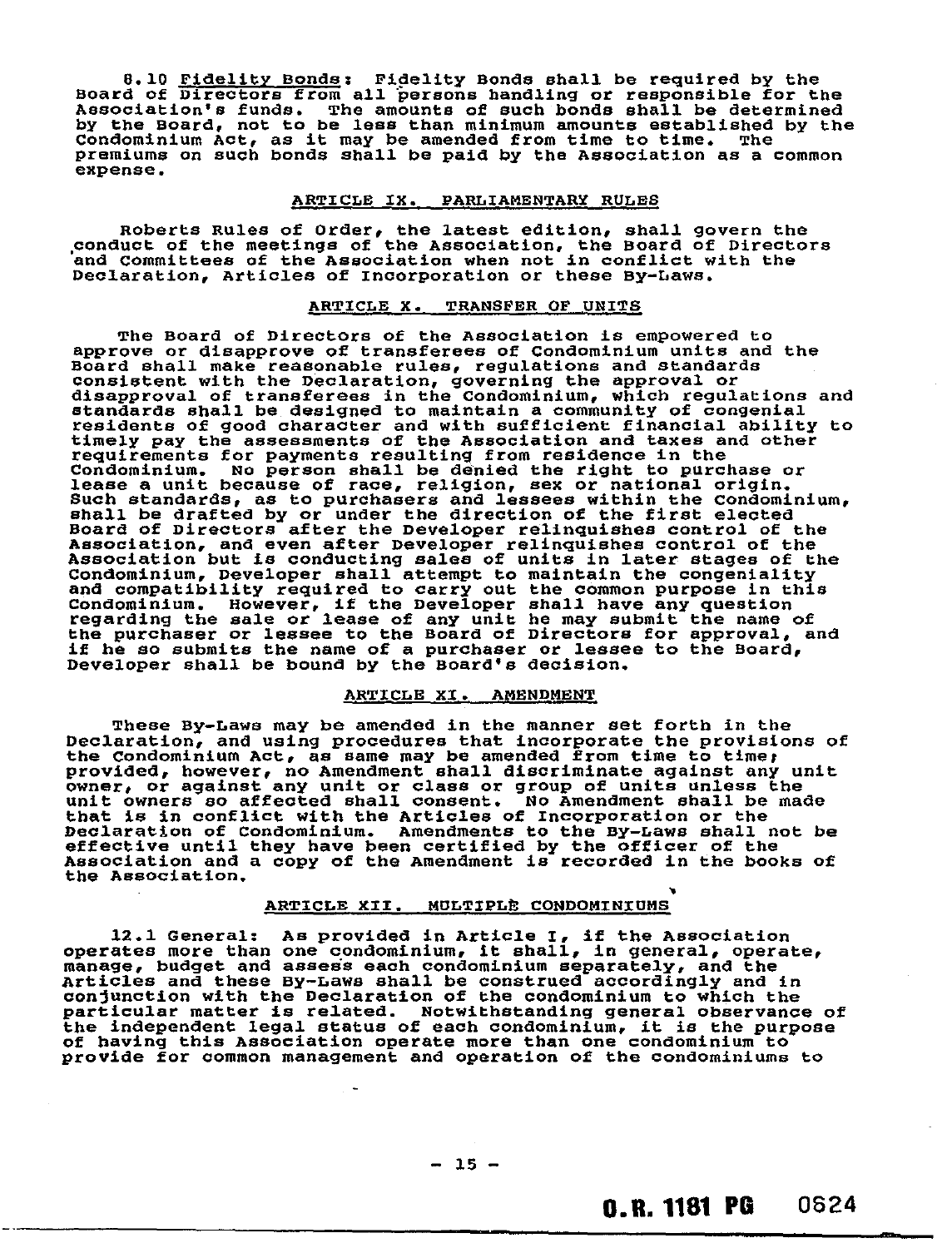8.10 Fidelity Bonds: Fidelity Bonds shall be required by the Board of Directors from all persons handling or responsible for the Association's funds. The amounts of such bonds shall be determined by the Board, not to be less than minimum amounts established by the Condominium Act, as it may be amended from time to time. The premiums on such bonds shall be paid by the Association as a common expense.

## ARTICLE IX. PARLIAMENTARY RULES

Roberts Rules of Order, the latest edition, shall govern the conduct of the meetings of the Association, the Board of Directors and Committees of the Association when not in conflict with the Declaration, Articles of Incorporation or these By-Laws.

## ARTICLE X. TRANSFER OF UNITS

The Board of Directors of the Association is empowered to approve or disapprove of transferees of Condominium units and the Board shall make reasonable rules, regulations and standards consistent with the Declaration, governing the approval or disapproval of transferees in the Condominium, which regulations and standards shall be designed to maintain a community of congenial residents of good character and with sufficient financial ability to timely pay the assessments of the Association and taxes and other requirements for payments resulting from residence in the Condominium. No person shall be denied the right to purchase or lease a unit because of race, religion, sex or national origin. Such standards, as to purchasers and lessees within the Condominium, shall be drafted by or under the direction of the first elected Board of Directors after the Developer relinquishes control of the Association, and even after Developer relinquishes control of the Association but is conducting sales of units in later stages of the Condominium, Developer shall attempt to maintain the congeniality and compatibility required to carry out the common purpose in this Condominium. However, if the Developer shall have any question regarding the sale or lease of any unit he may submit the name of the purchaser or lessee to the Board of Directors for approval, and if he so submits the name of a purchaser or lessee to the Board, Developer shall be bound by the Board's decision.

## ARTICLE XI. AMENDMENT

These By-Laws may be amended in the manner set forth in the Declaration, and using procedures that incorporate the provisions of the Condominium Act, as same may be amended from time to time; provided, however, no Amendment shall discriminate against any unit owner, or against any unit or class or group of units unless the unit owners so affected shall consent. No Amendment shall be made that is in conflict with the Articles of Incorporation or the Declaration of Condominium. Amendments to the By-Laws shall not be effective until they have been certified by the officer of the Association and a copy of the Amendment is recorded in the books of the Association.

## ARTICLE XII. MULTIPLE CONDOMINIUMS

12.1 General: As provided in Article I, if the Association operates more than one condominium, it shall, in general, operate, manage, budget and assess each condominium separately, and the Articles and these By-Laws shall be construed accordingly and in conjunction with the Declaration of the condominium to which the particular matter is related. Notwithstanding general observance of the independent legal status of each condominium, it is the purpose of having this Association operate more than one condominium to provide for common management and operation of the condominiums to

O.R. 1181 PG 0624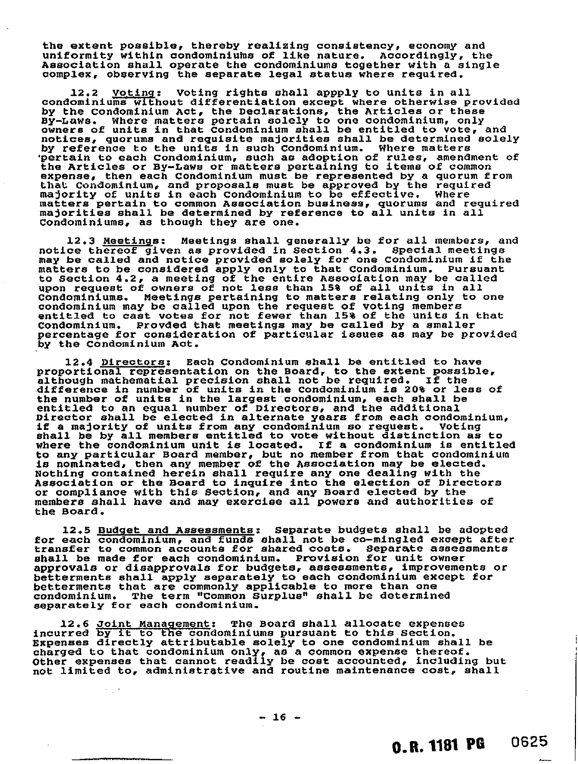the extent possible, thereby realizing consistency, economy and uniformity within condominiums of like nature. Accordingly, the Association shall operate the condominiums together with a single complex, observing the separate legal status where required.

12.2 Voting: Voting rights shall appply to units in all condominiums without differentiation except where otherwise provided by the Condominium Act, the Declarations, the Articles or these By-Laws. Where matters pertain solely to one condominium, only owners of units in that Condominium shall be entitled to vote, and notices, quorums and requisite majorities shall be determined solely by reference to the units in such Condominium. Where matters pertain to each Condominium, such as adoption of rules, amendment of the Articles or By-Laws or matters pertaining to items of common expense, then each Condominium must be represented by a quorum from that Condominium, and proposals must be approved by the required majority of units in each Condominium to be effective. Where matters pertain to common Association business, quorums and required majorities shall be determined by reference to all units in all Condominiums, as though they are one.

12.3 Meetings: Meetings shall generally be for all members, and notice thereof given as provided in Section 4.3. Special meetings may be called and notice provided solely for one Condominium if the matters to be considered apply only to that Condominium. Pursuant to Section 4.2, a meeting of the entire Association may be called upon request of owners of not less than 15% of all units in all Condominiums. Meetings pertaining to matters relating only to one condominium may be called upon the request of voting members entitled to cast votes for not fewer than 15% of the units in that Condominium. Provded that meetings may be called by a smaller percentage for consideration of particular issues as may be provided by the Condominium Act.

12.4 Directors: Each Condominium shall be entitled to have proportional representation on the Board, to the extent possible, although mathematial precision shall not be required. If the difference in number of units in the Condominium is 20% or less of the number of units in the largest condominium, each shall be entitled to an equal number of Directors, and the additional Director shall be elected in alternate years from each condominium, if a majority of units from any condominium so request. Voting shall be by all members entitled to vote without distinction as to where the condominium unit is located. If a condominium is entitled to any particular Board member, but no member from that condominium is nominated, then any member of the Association may be elected. Nothing contained herein shall require any one dealing with the Association or the Board to inquire into the election of Directors or compliance with this Section, and any Board elected by the members shall have and may exercise all powers and authorities of the Board.

12.5 Budget and Assessments: Separate budgets shall be adopted for each condominium, and funds shall not be co-mingled except after transfer to common accounts for shared costs. Separate assessments shall be made for each condominium. Provision for unit owner approvals or disapprovals for budgets, assessments, improvements or betterments shall apply separately to each condominium except for betterments that are commonly applicable to more than one condominium. The term "Common Surplus" shall be determined separately for each condominium.

12.6 Joint Management: The Board shall allocate expenses incurred by it to the condominiums pursuant to this Section. Expenses directly attributable solely to one condominium shall be charged to that condominium only, as a common expense thereof. Other expenses that cannot readily be cost accounted, including but not limited to, administrative and routine maintenance cost, shall

O.R. 1181 PG 0625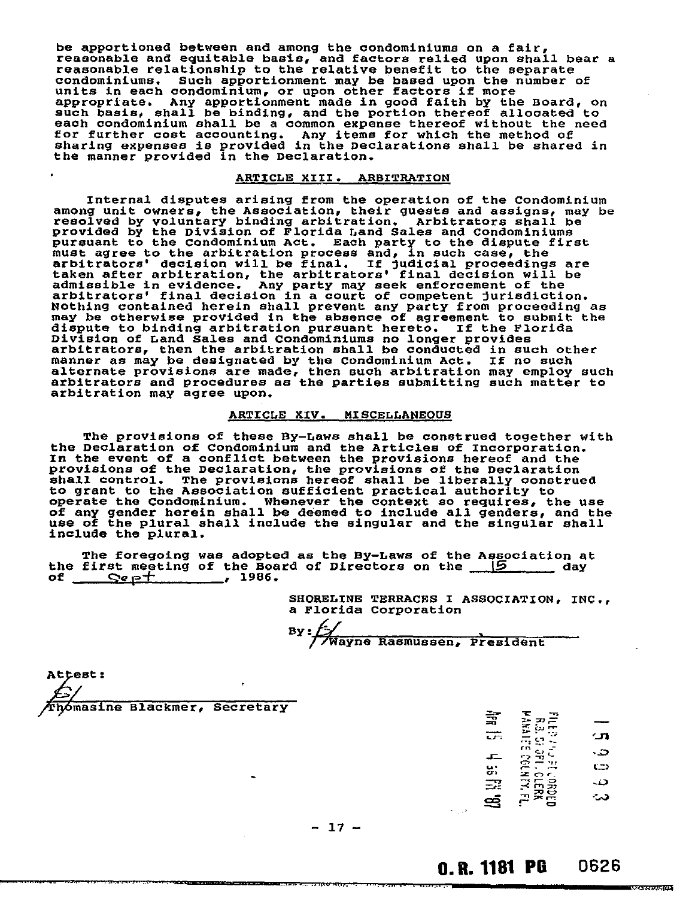be apportioned between and among the condominiums on a fair, reasonable and equitable basis, and factors relied upon shall bear a reasonable relationship to the relative benefit to the separate condominiums. Such apportionment may be based upon the number of units in each condominium, or upon other factors if more appropriate. Any apportionment made in good faith by the Board, on such basis, shall be binding, and the portion thereof allocated to each condominium shall be a common expense thereof without the need for further cost accounting. Any items for which the method of sharing expenses is provided in the Declarations shall be shared in the manner provided in the Declaration.

## ARTICLE XIII. ARBITRATION

Internal disputes arising from the operation of the Condominium among unit owners, the Association, their guests and assigns, may be resolved by voluntary binding arbitration. Arbitrators shall be provided by the Division of Florida Land Sales and Condominiums pursuant to the Condominium Act. Each party to the dispute first must agree to the arbitration process and, in such case, the arbitrators' decision will be final. If judicial proceedings are taken after arbitration, the arbitrators' final decision will be admissible in evidence. Any party may seek enforcement of the arbitrators' final decision in a court of competent jurisdiction. Nothing contained herein shall prevent any party from proceeding as may be otherwise provided in the absence of agreement to submit the dispute to binding arbitration pursuant hereto. If the Florida Division of Land Sales and Condominiums no longer provides arbitrators, then the arbitration shall be conducted in such other manner as may be designated by the Condominium Act. If no such alternate provisions are made, then such arbitration may employ such arbitrators and procedures as the parties submitting such matter to arbitration may agree upon.

## ARTICLE XIV. MISCELLANEOUS

The provisions of these By-Laws shall be construed together with the Declaration of Condominium and the Articles of Incorporation. In the event of a conflict between the provisions hereof and the provisions of the Declaration, the provisions of the Declaration shall control. The provisions hereof shall be liberally construed to grant to the Association sufficient practical authority to operate the Condominium. Whenever the context so requires, the use of any gender herein shall be deemed to include all genders, and the use of the plural shall include the singular and the singular shall include the plural.

The foregoing was adopted as the By-Laws of the Association at the first meeting of the Board of Directors on the 15 day of Sept, 1986.

SHORELINE TERRACES I ASSOCIATION, INC., a Florida Corporation

By: /s/ Wayne Rasmussen, President

Attest:

/s/ Thomasine Blackmer, Secretary

FILED AND RECORDED
R.B. SHORE, CLERK
MANATEE COUNTY, FL.
APR 15 4 56 PM '87

159093

O.R. 1181 PG 0626